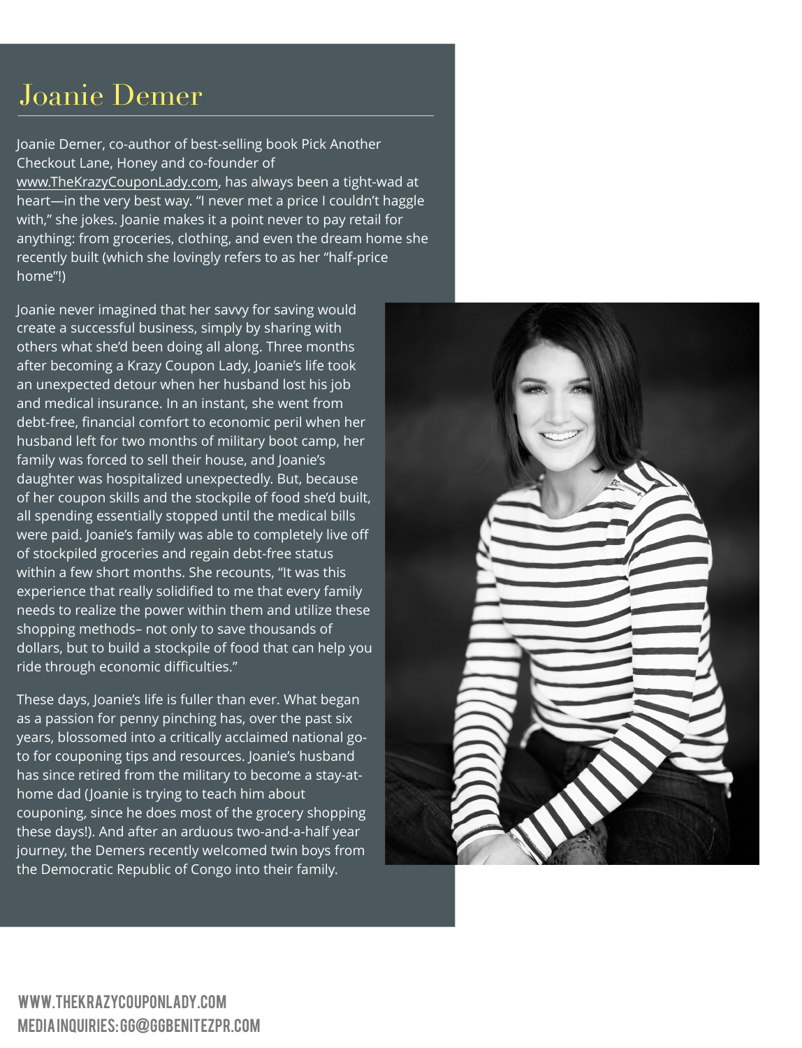# Joanie Demer

Joanie Demer, co-author of best-selling book Pick Another Checkout Lane, Honey and co-founder of www.TheKrazyCouponLady.com, has always been a tight-wad at heart—in the very best way. "I never met a price I couldn't haggle with," she jokes. Joanie makes it a point never to pay retail for anything: from groceries, clothing, and even the dream home she recently built (which she lovingly refers to as her "half-price home"!)

Joanie never imagined that her savvy for saving would create a successful business, simply by sharing with others what she'd been doing all along. Three months after becoming a Krazy Coupon Lady, Joanie's life took an unexpected detour when her husband lost his job and medical insurance. In an instant, she went from debt-free, financial comfort to economic peril when her husband left for two months of military boot camp, her family was forced to sell their house, and Joanie's daughter was hospitalized unexpectedly. But, because of her coupon skills and the stockpile of food she'd built, all spending essentially stopped until the medical bills were paid. Joanie's family was able to completely live off of stockpiled groceries and regain debt-free status within a few short months. She recounts, "It was this experience that really solidified to me that every family needs to realize the power within them and utilize these shopping methods– not only to save thousands of dollars, but to build a stockpile of food that can help you ride through economic difficulties."

These days, Joanie's life is fuller than ever. What began as a passion for penny pinching has, over the past six years, blossomed into a critically acclaimed national go-to for couponing tips and resources. Joanie's husband has since retired from the military to become a stay-at-home dad (Joanie is trying to teach him about couponing, since he does most of the grocery shopping these days!). And after an arduous two-and-a-half year journey, the Demers recently welcomed twin boys from the Democratic Republic of Congo into their family.

WWW.THEKRAZYCOUPONLADY.COM
MEDIA INQUIRIES: GG@GGBENITEZPR.COM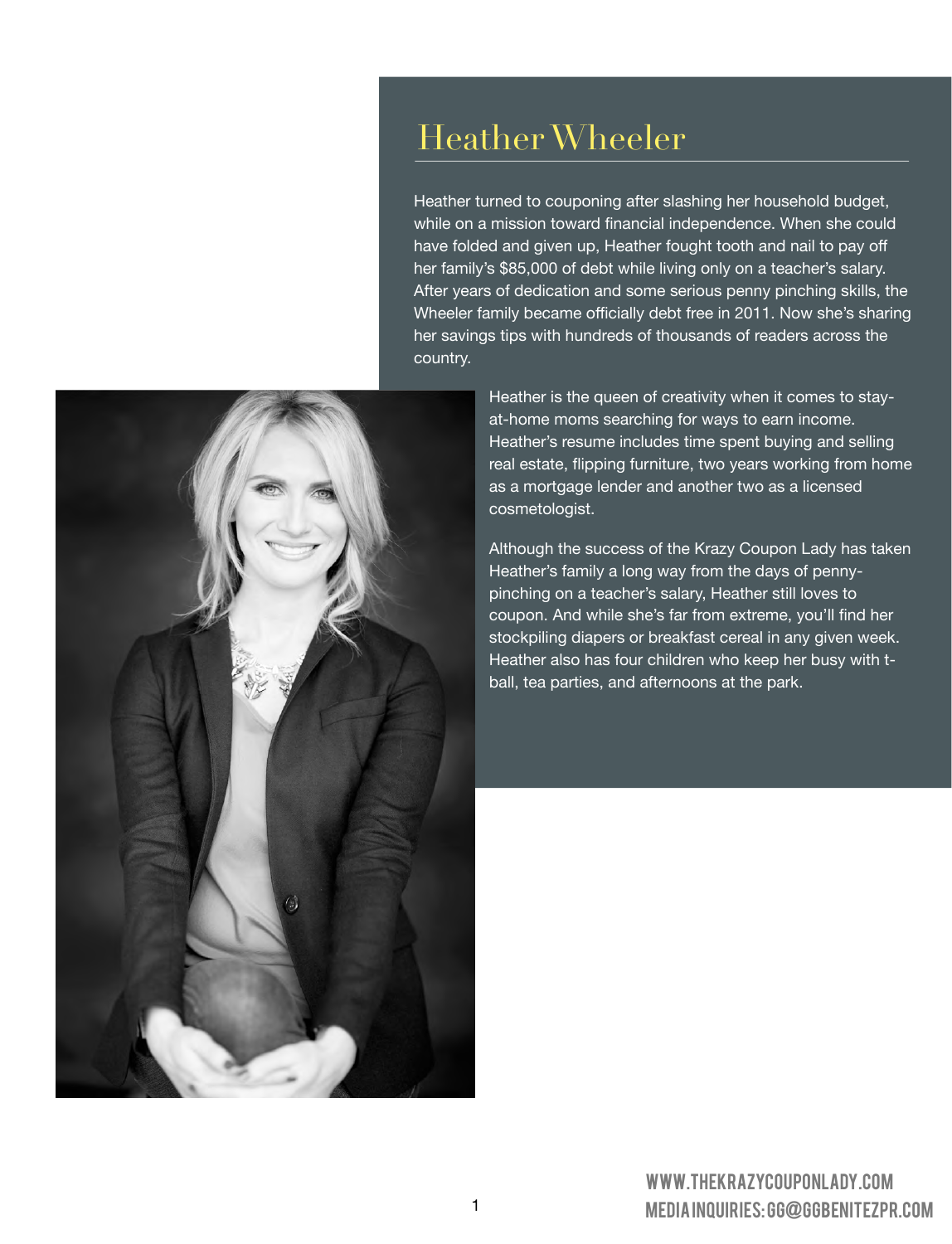# Heather Wheeler

Heather turned to couponing after slashing her household budget, while on a mission toward financial independence. When she could have folded and given up, Heather fought tooth and nail to pay off her family's $85,000 of debt while living only on a teacher's salary. After years of dedication and some serious penny pinching skills, the Wheeler family became officially debt free in 2011. Now she's sharing her savings tips with hundreds of thousands of readers across the country.

Heather is the queen of creativity when it comes to stay-at-home moms searching for ways to earn income. Heather's resume includes time spent buying and selling real estate, flipping furniture, two years working from home as a mortgage lender and another two as a licensed cosmetologist.

Although the success of the Krazy Coupon Lady has taken Heather's family a long way from the days of penny-pinching on a teacher's salary, Heather still loves to coupon. And while she's far from extreme, you'll find her stockpiling diapers or breakfast cereal in any given week. Heather also has four children who keep her busy with t-ball, tea parties, and afternoons at the park.

WWW.THEKRAZYCOUPONLADY.COM
MEDIA INQUIRIES: GG@GGBENITEZPR.COM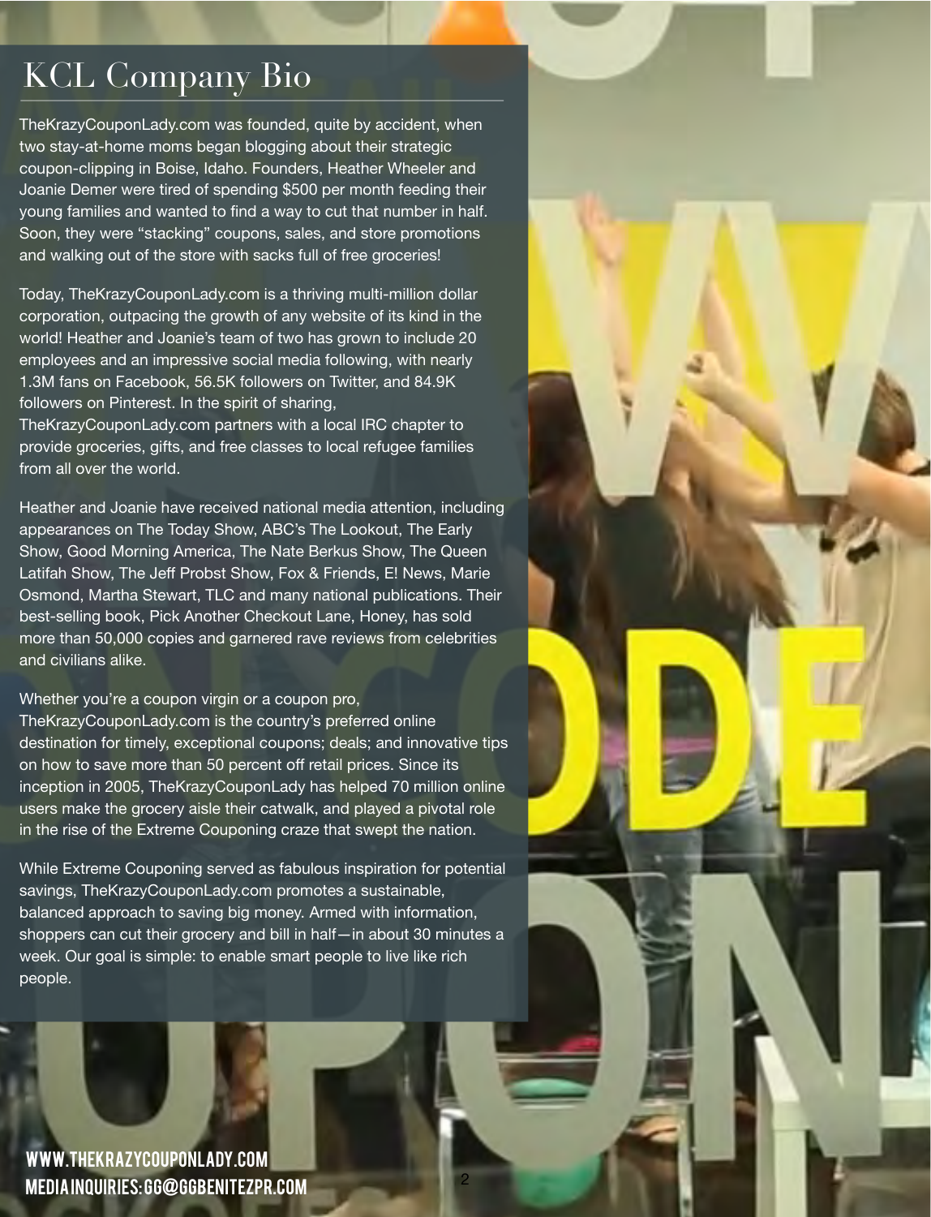# KCL Company Bio

TheKrazyCouponLady.com was founded, quite by accident, when two stay-at-home moms began blogging about their strategic coupon-clipping in Boise, Idaho. Founders, Heather Wheeler and Joanie Demer were tired of spending $500 per month feeding their young families and wanted to find a way to cut that number in half. Soon, they were "stacking" coupons, sales, and store promotions and walking out of the store with sacks full of free groceries!

Today, TheKrazyCouponLady.com is a thriving multi-million dollar corporation, outpacing the growth of any website of its kind in the world! Heather and Joanie's team of two has grown to include 20 employees and an impressive social media following, with nearly 1.3M fans on Facebook, 56.5K followers on Twitter, and 84.9K followers on Pinterest. In the spirit of sharing, TheKrazyCouponLady.com partners with a local IRC chapter to provide groceries, gifts, and free classes to local refugee families from all over the world.

Heather and Joanie have received national media attention, including appearances on The Today Show, ABC's The Lookout, The Early Show, Good Morning America, The Nate Berkus Show, The Queen Latifah Show, The Jeff Probst Show, Fox & Friends, E! News, Marie Osmond, Martha Stewart, TLC and many national publications. Their best-selling book, Pick Another Checkout Lane, Honey, has sold more than 50,000 copies and garnered rave reviews from celebrities and civilians alike.

Whether you're a coupon virgin or a coupon pro, TheKrazyCouponLady.com is the country's preferred online destination for timely, exceptional coupons; deals; and innovative tips on how to save more than 50 percent off retail prices. Since its inception in 2005, TheKrazyCouponLady has helped 70 million online users make the grocery aisle their catwalk, and played a pivotal role in the rise of the Extreme Couponing craze that swept the nation.

While Extreme Couponing served as fabulous inspiration for potential savings, TheKrazyCouponLady.com promotes a sustainable, balanced approach to saving big money. Armed with information, shoppers can cut their grocery and bill in half—in about 30 minutes a week. Our goal is simple: to enable smart people to live like rich people.

**WWW.THEKRAZYCOUPONLADY.COM**
**MEDIA INQUIRIES: GG@GGBENITEZPR.COM**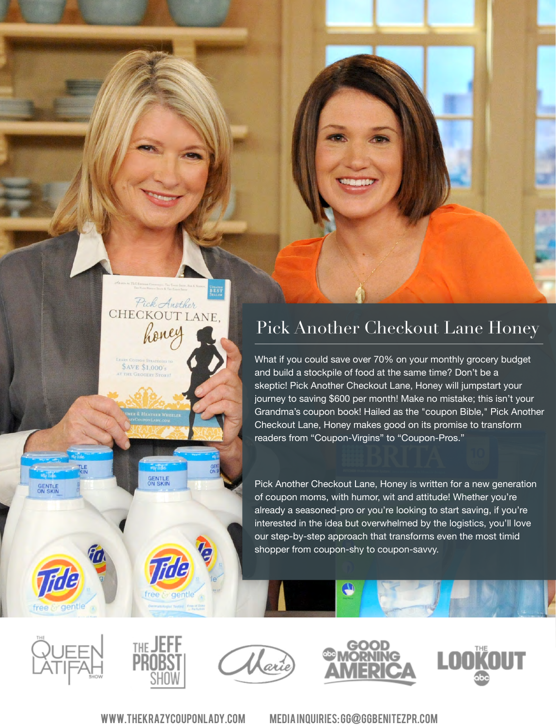## Pick Another Checkout Lane Honey

What if you could save over 70% on your monthly grocery budget and build a stockpile of food at the same time? Don't be a skeptic! Pick Another Checkout Lane, Honey will jumpstart your journey to saving $600 per month! Make no mistake; this isn't your Grandma's coupon book! Hailed as the "coupon Bible," Pick Another Checkout Lane, Honey makes good on its promise to transform readers from "Coupon-Virgins" to "Coupon-Pros."

Pick Another Checkout Lane, Honey is written for a new generation of coupon moms, with humor, wit and attitude! Whether you're already a seasoned-pro or you're looking to start saving, if you're interested in the idea but overwhelmed by the logistics, you'll love our step-by-step approach that transforms even the most timid shopper from coupon-shy to coupon-savvy.

WWW.THEKRAZYCOUPONLADY.COM MEDIA INQUIRIES: GG@GGBENITEZPR.COM